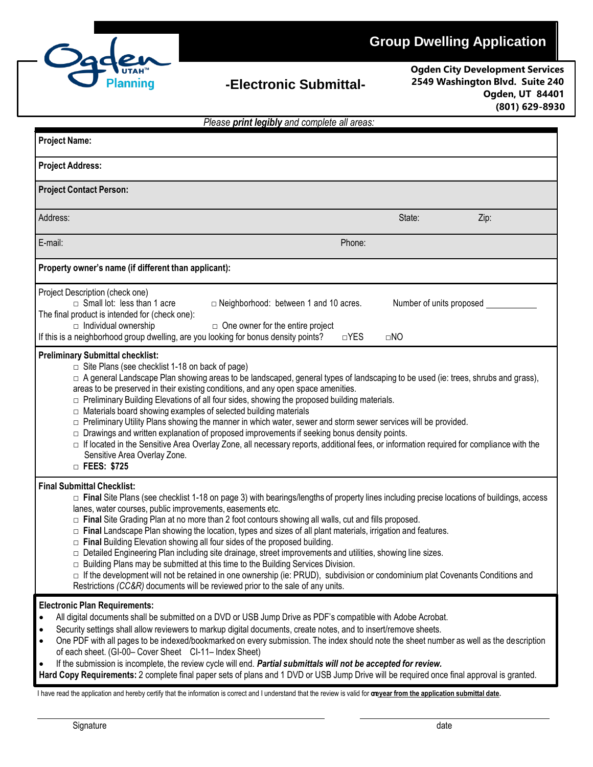Ogden UTAH™ Planning

# Group Dwelling Application

## -Electronic Submittal-

**Ogden City Development Services**
**2549 Washington Blvd. Suite 240**
**Ogden, UT 84401**
**(801) 629-8930**

*Please **print legibly** and complete all areas:*

**Project Name:**

**Project Address:**

**Project Contact Person:**

Address: State: Zip:

E-mail: Phone:

**Property owner's name (if different than applicant):**

Project Description (check one)

□ Small lot: less than 1 acre □ Neighborhood: between 1 and 10 acres. Number of units proposed ___________

The final product is intended for (check one):

□ Individual ownership □ One owner for the entire project

If this is a neighborhood group dwelling, are you looking for bonus density points? □YES □NO

**Preliminary Submittal checklist:**

- □ Site Plans (see checklist 1-18 on back of page)
- □ A general Landscape Plan showing areas to be landscaped, general types of landscaping to be used (ie: trees, shrubs and grass), areas to be preserved in their existing conditions, and any open space amenities.
- □ Preliminary Building Elevations of all four sides, showing the proposed building materials.
- □ Materials board showing examples of selected building materials
- □ Preliminary Utility Plans showing the manner in which water, sewer and storm sewer services will be provided.
- □ Drawings and written explanation of proposed improvements if seeking bonus density points.
- □ If located in the Sensitive Area Overlay Zone, all necessary reports, additional fees, or information required for compliance with the Sensitive Area Overlay Zone.
- □ **FEES: $725**

**Final Submittal Checklist:**

- □ **Final** Site Plans (see checklist 1-18 on page 3) with bearings/lengths of property lines including precise locations of buildings, access lanes, water courses, public improvements, easements etc.
- □ **Final** Site Grading Plan at no more than 2 foot contours showing all walls, cut and fills proposed.
- □ **Final** Landscape Plan showing the location, types and sizes of all plant materials, irrigation and features.
- □ **Final** Building Elevation showing all four sides of the proposed building.
- □ Detailed Engineering Plan including site drainage, street improvements and utilities, showing line sizes.
- □ Building Plans may be submitted at this time to the Building Services Division.
- □ If the development will not be retained in one ownership (ie: PRUD), subdivision or condominium plat Covenants Conditions and Restrictions *(CC&R)* documents will be reviewed prior to the sale of any units.

**Electronic Plan Requirements:**

- All digital documents shall be submitted on a DVD or USB Jump Drive as PDF's compatible with Adobe Acrobat.
- Security settings shall allow reviewers to markup digital documents, create notes, and to insert/remove sheets.
- One PDF with all pages to be indexed/bookmarked on every submission. The index should note the sheet number as well as the description of each sheet. (GI-00– Cover Sheet CI-11– Index Sheet)
- If the submission is incomplete, the review cycle will end. ***Partial submittals will not be accepted for review.***

**Hard Copy Requirements:** 2 complete final paper sets of plans and 1 DVD or USB Jump Drive will be required once final approval is granted.

I have read the application and hereby certify that the information is correct and I understand that the review is valid for **one year from the application submittal date.**

Signature _______________________ date _______________________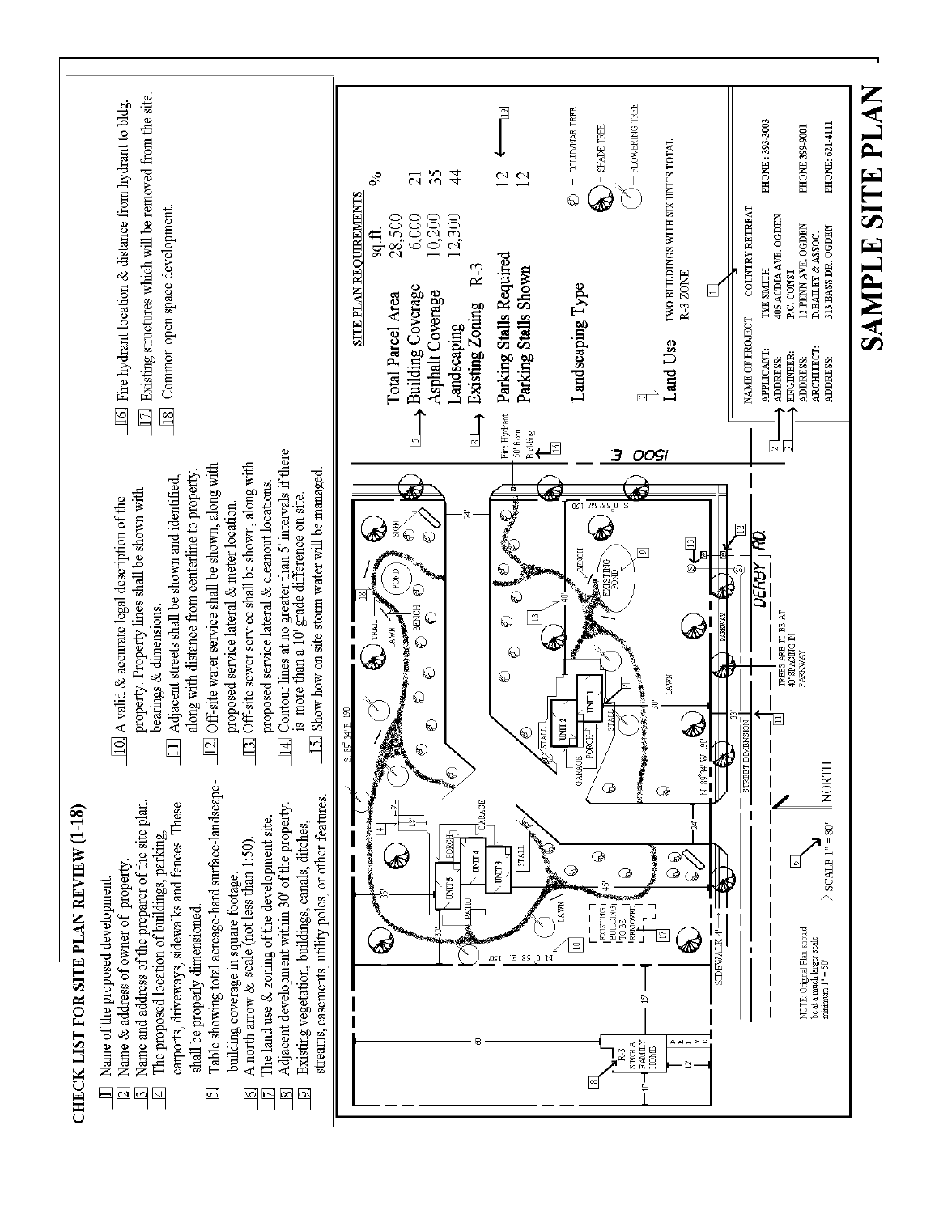# SAMPLE SITE PLAN

## CHECK LIST FOR SITE PLAN REVIEW (1-18)

1. Name of the proposed development.
2. Name & address of owner of property.
3. Name and address of the preparer of the site plan.
4. The proposed location of buildings, parking, carports, driveways, sidewalks and fences. These shall be properly dimensioned.
5. Table showing total acreage-hard surface-landscape-building coverage in square footage.
6. A north arrow & scale (not less than 1:50).
7. The land use & zoning of the development site.
8. Adjacent development within 30' of the property.
9. Existing vegetation, buildings, canals, ditches, streams, easements, utility poles, or other features.
10. A valid & accurate legal description of the property. Property lines shall be shown with bearings & dimensions.
11. Adjacent streets shall be shown and identified, along with distance from centerline to property.
12. Off-site water service shall be shown, along with proposed service lateral & meter location.
13. Off-site sewer service shall be shown, along with proposed service lateral & cleanout locations.
14. Contour lines at no greater than 5' intervals if there is more than a 10' grade difference on site.
15. Show how on site storm water will be managed.
16. Fire hydrant location & distance from hydrant to bldg.
17. Existing structures which will be removed from the site.
18. Common open space development.

## SITE PLAN REQUIREMENTS

| | sq.ft. | % |
|---|---|---|
| Total Parcel Area | 28,500 | |
| Building Coverage | 6,000 | 21 |
| Asphalt Coverage | 10,200 | 35 |
| Landscaping | 12,300 | 44 |
| Existing Zoning R-3 | | |
| Parking Stalls Required | 12 | |
| Parking Stalls Shown | 12 | |

Landscaping Type

- COLUMNAR TREE
- SHADE TREE
- FLOWERING TREE

Land Use: TWO BUILDINGS WITH SIX UNITS TOTAL R-3 ZONE

| | | |
|---|---|---|
| NAME OF PROJECT | COUNTRY RETREAT | |
| APPLICANT: | TYE SMITH | PHONE: 393-3003 |
| ADDRESS: | 405 ACDIA AVE. OGDEN | |
| ENGINEER: | P.C. CONST | |
| ADDRESS: | 12 PENN AVE. OGDEN | PHONE 399-9001 |
| ARCHITECT: | D.BAILEY & ASSOC. | |
| ADDRESS: | 313 BASS DR. OGDEN | PHONE: 621-4111 |

Fire Hydrant 50' from Building

1500 E

DERBY RD.

NORTH

SCALE 1" = 80'

NOTE: Original Plan should be at a much larger scale minimum 1" = 50'

TREES ARE TO BE AT 40' SPACING IN PARKWAY

STREET DIMENSION

SIDEWALK 4'

PARKWAY

EXISTING BUILDING TO BE REMOVED

R-3 SINGLE FAMILY HOME

DRIVE

S 89° 34' E 190

N 89° 34' W 190

S 0° 58' W 150

N 0° 58' E 150

UNIT 1, UNIT 2, UNIT 3, UNIT 4, UNIT 5

GARAGE, PORCH, STALL, PATIO, LAWN, BENCH, POND, EXISTING POND, SIGN, TRAIL

24', 30', 35', 45', 40', 60', 15', 12', 10', 18', 9'